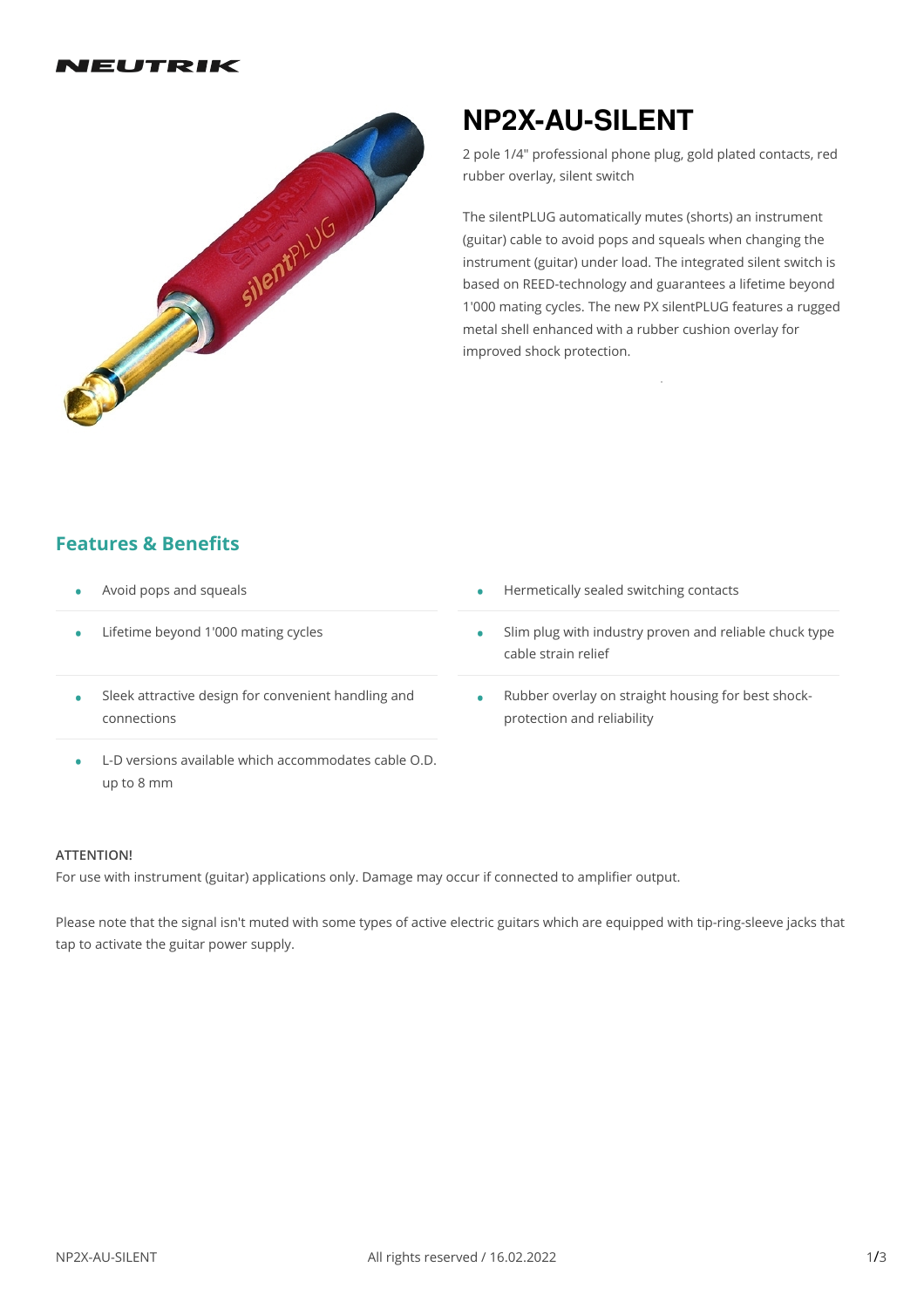# NP2X-AU-SILENT

2 pole 1/4" professional phone plug, gold plated contacts, red rubber overlay, silent switch

The silentPLUG automatically mutes (shorts) an instrument (guitar) cable to avoid pops and squeals when changing the instrument (guitar) under load. The integrated silent switch is based on REED-technology and guarantees a lifetime beyond 1'000 mating cycles. The new PX silentPLUG features a rugged metal shell enhanced with a rubber cushion overlay for improved shock protection.

## Features & Benefits

- Avoid pops and squeals
- Lifetime beyond 1'000 mating cycles
- Sleek attractive design for convenient handling and connections
- L-D versions available which accommodates cable O.D. up to 8 mm
- Hermetically sealed switching contacts
- Slim plug with industry proven and reliable chuck type cable strain relief
- Rubber overlay on straight housing for best shock-protection and reliability

**ATTENTION!**

For use with instrument (guitar) applications only. Damage may occur if connected to amplifier output.

Please note that the signal isn't muted with some types of active electric guitars which are equipped with tip-ring-sleeve jacks that tap to activate the guitar power supply.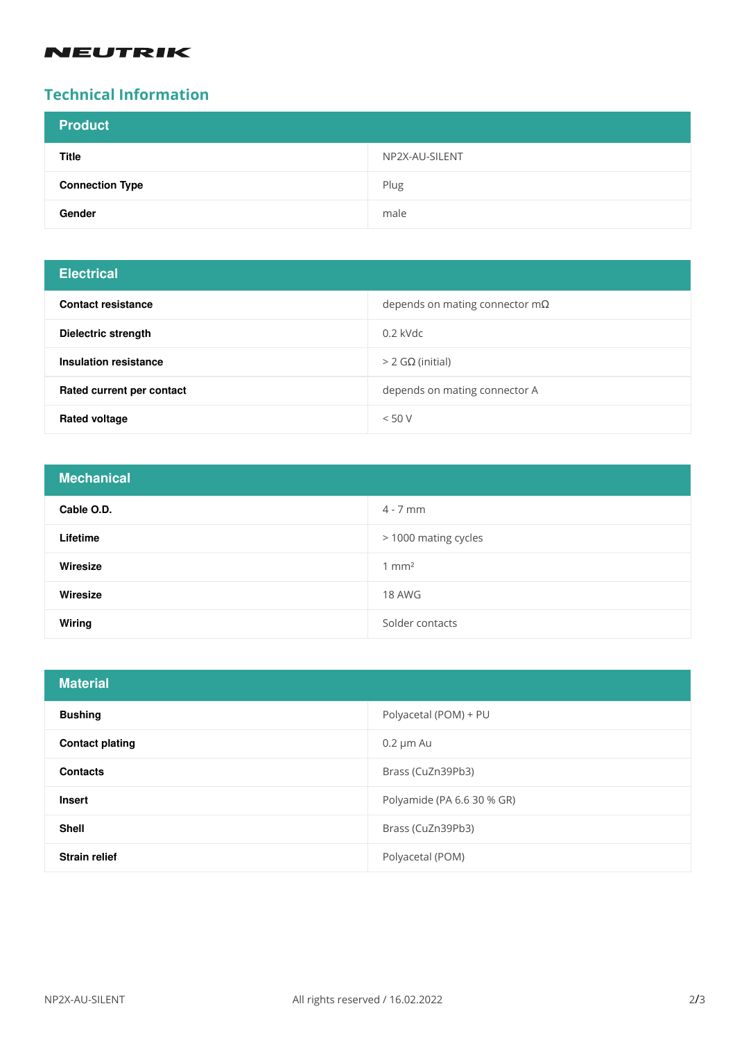NEUTRIK

## Technical Information

| Product | |
|---|---|
| **Title** | NP2X-AU-SILENT |
| **Connection Type** | Plug |
| **Gender** | male |

| Electrical | |
|---|---|
| **Contact resistance** | depends on mating connector mΩ |
| **Dielectric strength** | 0.2 kVdc |
| **Insulation resistance** | > 2 GΩ (initial) |
| **Rated current per contact** | depends on mating connector A |
| **Rated voltage** | < 50 V |

| Mechanical | |
|---|---|
| **Cable O.D.** | 4 - 7 mm |
| **Lifetime** | > 1000 mating cycles |
| **Wiresize** | 1 mm² |
| **Wiresize** | 18 AWG |
| **Wiring** | Solder contacts |

| Material | |
|---|---|
| **Bushing** | Polyacetal (POM) + PU |
| **Contact plating** | 0.2 µm Au |
| **Contacts** | Brass (CuZn39Pb3) |
| **Insert** | Polyamide (PA 6.6 30 % GR) |
| **Shell** | Brass (CuZn39Pb3) |
| **Strain relief** | Polyacetal (POM) |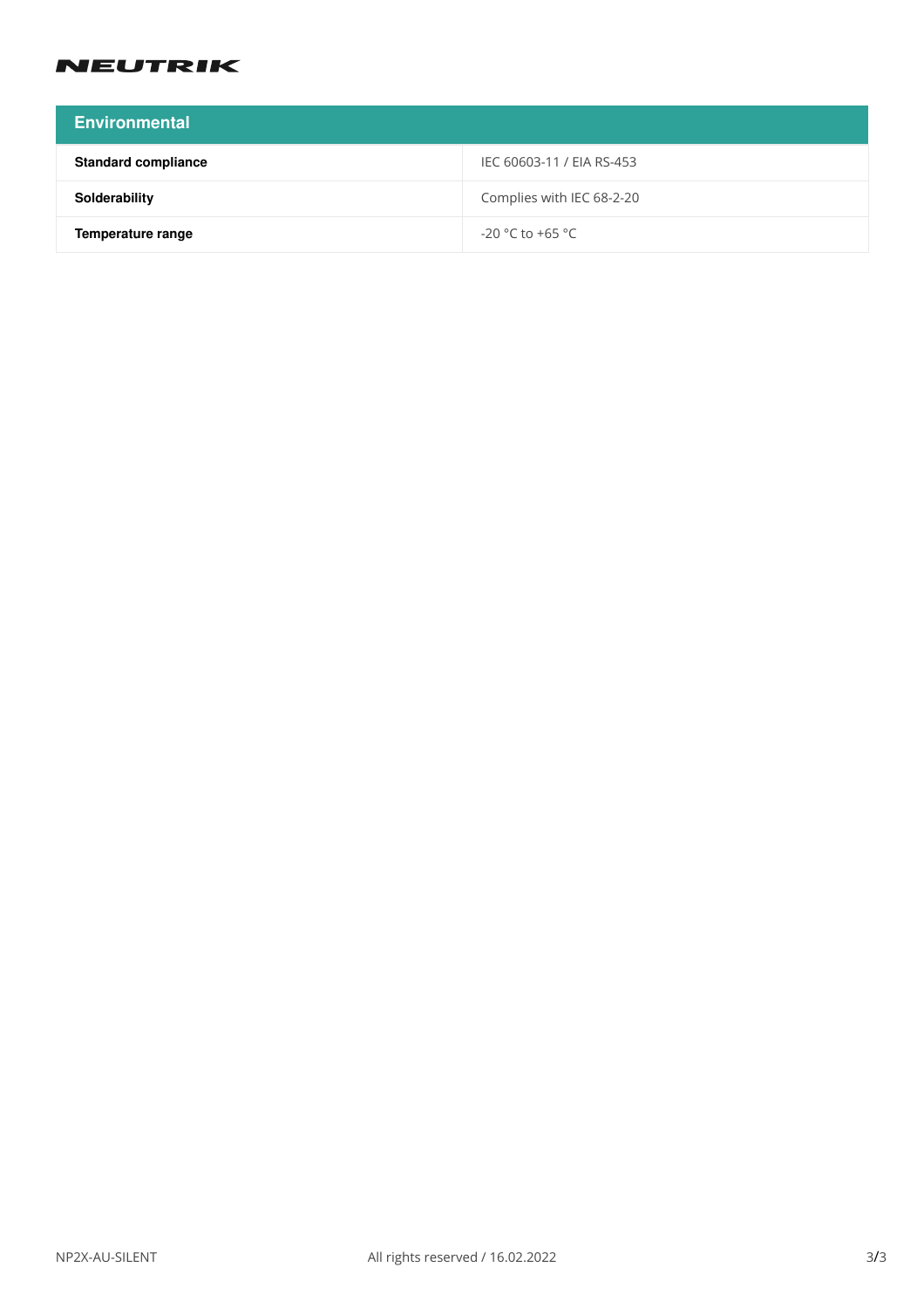## Environmental

| | |
|---|---|
| **Standard compliance** | IEC 60603-11 / EIA RS-453 |
| **Solderability** | Complies with IEC 68-2-20 |
| **Temperature range** | -20 °C to +65 °C |